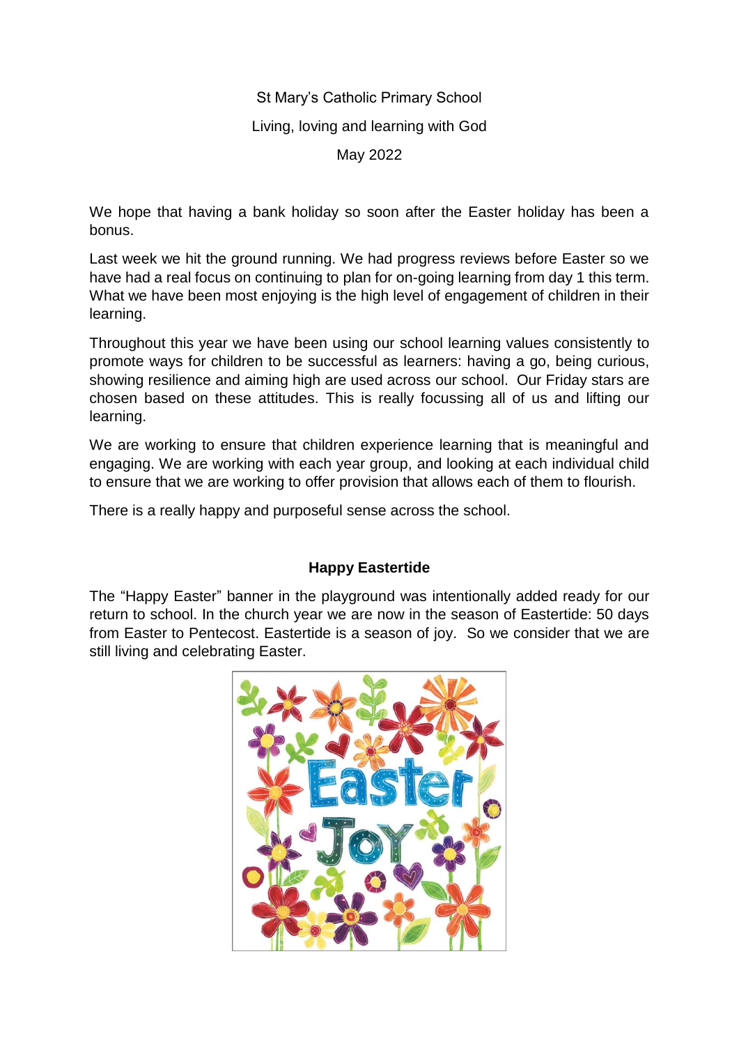St Mary's Catholic Primary School

Living, loving and learning with God

May 2022

We hope that having a bank holiday so soon after the Easter holiday has been a bonus.

Last week we hit the ground running. We had progress reviews before Easter so we have had a real focus on continuing to plan for on-going learning from day 1 this term. What we have been most enjoying is the high level of engagement of children in their learning.

Throughout this year we have been using our school learning values consistently to promote ways for children to be successful as learners: having a go, being curious, showing resilience and aiming high are used across our school. Our Friday stars are chosen based on these attitudes. This is really focussing all of us and lifting our learning.

We are working to ensure that children experience learning that is meaningful and engaging. We are working with each year group, and looking at each individual child to ensure that we are working to offer provision that allows each of them to flourish.

There is a really happy and purposeful sense across the school.

## Happy Eastertide

The "Happy Easter" banner in the playground was intentionally added ready for our return to school. In the church year we are now in the season of Eastertide: 50 days from Easter to Pentecost. Eastertide is a season of joy. So we consider that we are still living and celebrating Easter.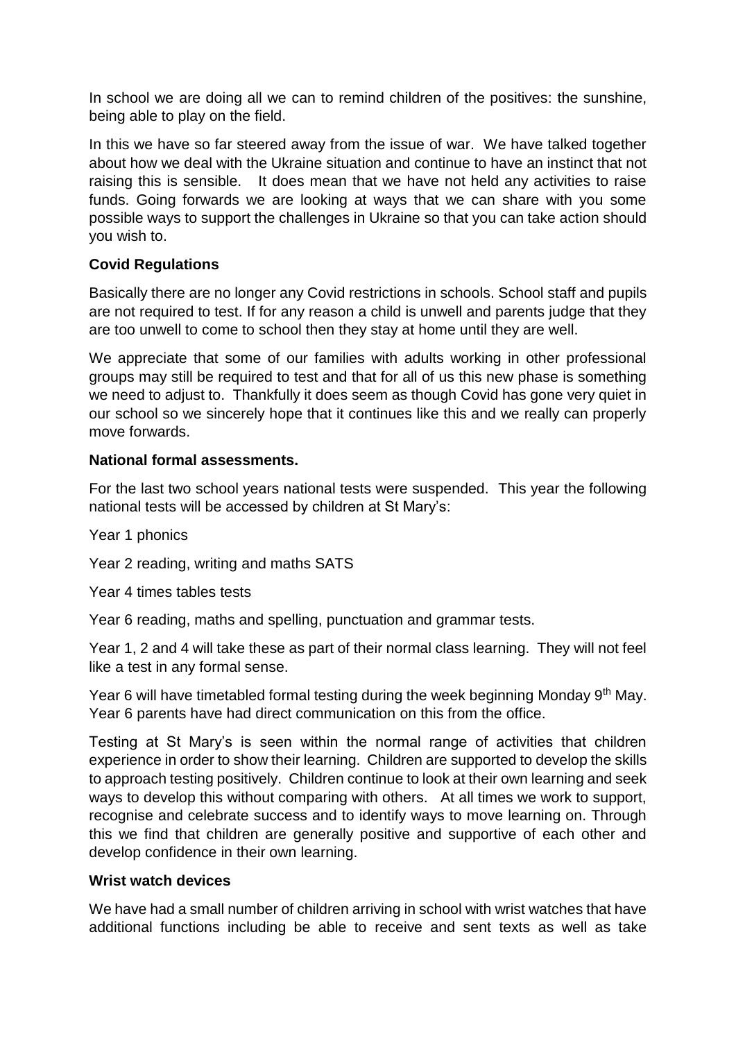In school we are doing all we can to remind children of the positives: the sunshine, being able to play on the field.

In this we have so far steered away from the issue of war. We have talked together about how we deal with the Ukraine situation and continue to have an instinct that not raising this is sensible. It does mean that we have not held any activities to raise funds. Going forwards we are looking at ways that we can share with you some possible ways to support the challenges in Ukraine so that you can take action should you wish to.

**Covid Regulations**

Basically there are no longer any Covid restrictions in schools. School staff and pupils are not required to test. If for any reason a child is unwell and parents judge that they are too unwell to come to school then they stay at home until they are well.

We appreciate that some of our families with adults working in other professional groups may still be required to test and that for all of us this new phase is something we need to adjust to. Thankfully it does seem as though Covid has gone very quiet in our school so we sincerely hope that it continues like this and we really can properly move forwards.

**National formal assessments.**

For the last two school years national tests were suspended. This year the following national tests will be accessed by children at St Mary's:

Year 1 phonics

Year 2 reading, writing and maths SATS

Year 4 times tables tests

Year 6 reading, maths and spelling, punctuation and grammar tests.

Year 1, 2 and 4 will take these as part of their normal class learning. They will not feel like a test in any formal sense.

Year 6 will have timetabled formal testing during the week beginning Monday 9th May. Year 6 parents have had direct communication on this from the office.

Testing at St Mary's is seen within the normal range of activities that children experience in order to show their learning. Children are supported to develop the skills to approach testing positively. Children continue to look at their own learning and seek ways to develop this without comparing with others. At all times we work to support, recognise and celebrate success and to identify ways to move learning on. Through this we find that children are generally positive and supportive of each other and develop confidence in their own learning.

**Wrist watch devices**

We have had a small number of children arriving in school with wrist watches that have additional functions including be able to receive and sent texts as well as take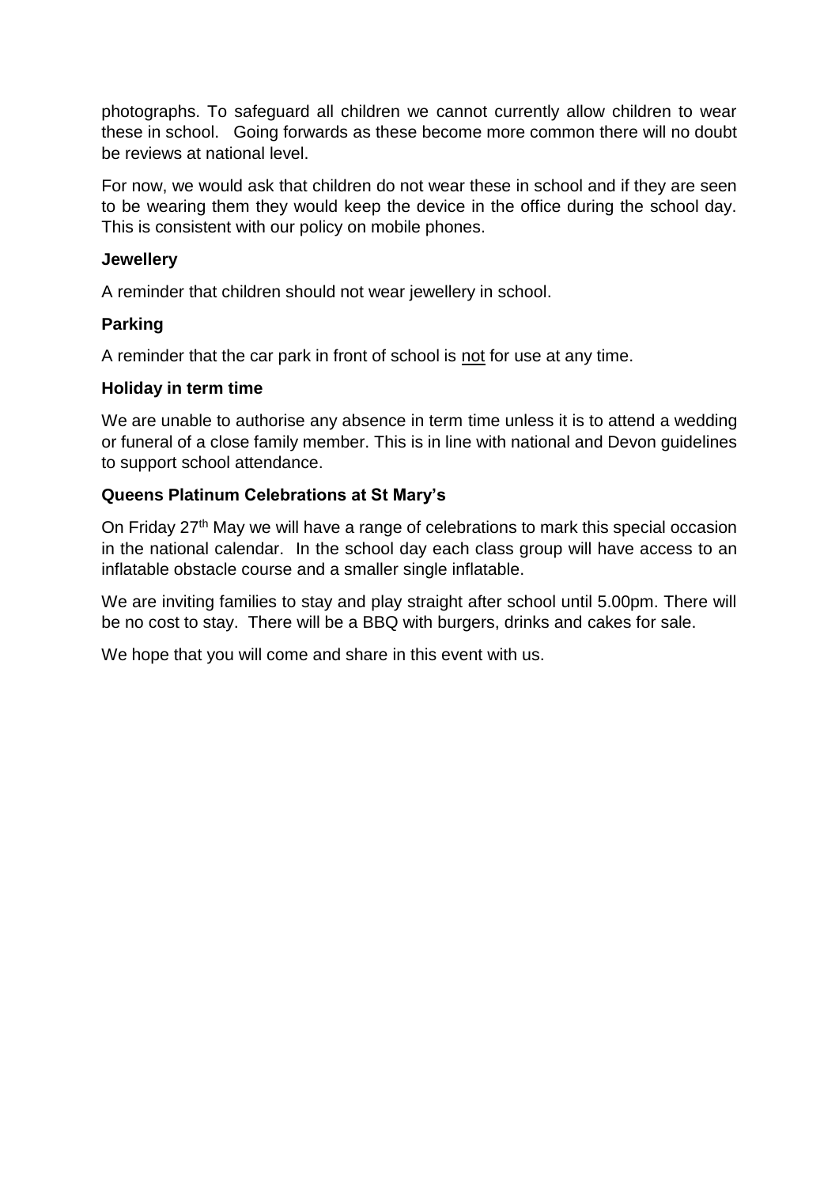photographs. To safeguard all children we cannot currently allow children to wear these in school. Going forwards as these become more common there will no doubt be reviews at national level.

For now, we would ask that children do not wear these in school and if they are seen to be wearing them they would keep the device in the office during the school day. This is consistent with our policy on mobile phones.

**Jewellery**

A reminder that children should not wear jewellery in school.

**Parking**

A reminder that the car park in front of school is <u>not</u> for use at any time.

**Holiday in term time**

We are unable to authorise any absence in term time unless it is to attend a wedding or funeral of a close family member. This is in line with national and Devon guidelines to support school attendance.

**Queens Platinum Celebrations at St Mary's**

On Friday 27th May we will have a range of celebrations to mark this special occasion in the national calendar. In the school day each class group will have access to an inflatable obstacle course and a smaller single inflatable.

We are inviting families to stay and play straight after school until 5.00pm. There will be no cost to stay. There will be a BBQ with burgers, drinks and cakes for sale.

We hope that you will come and share in this event with us.